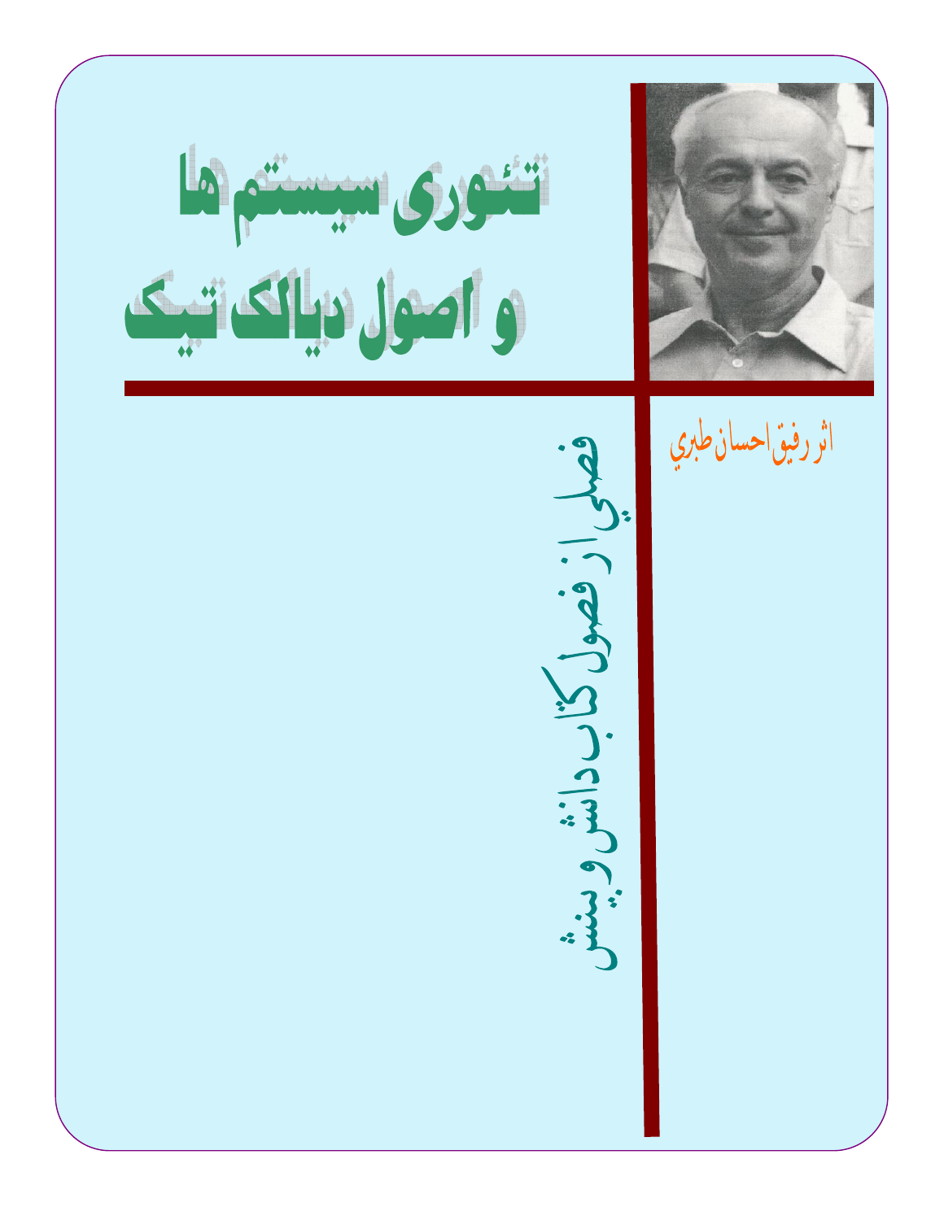# تئوری سیستم ها و اصول دیالک تیک

اثر رفیق احسان طبری

فصلی از فصول کتاب دانش و بینش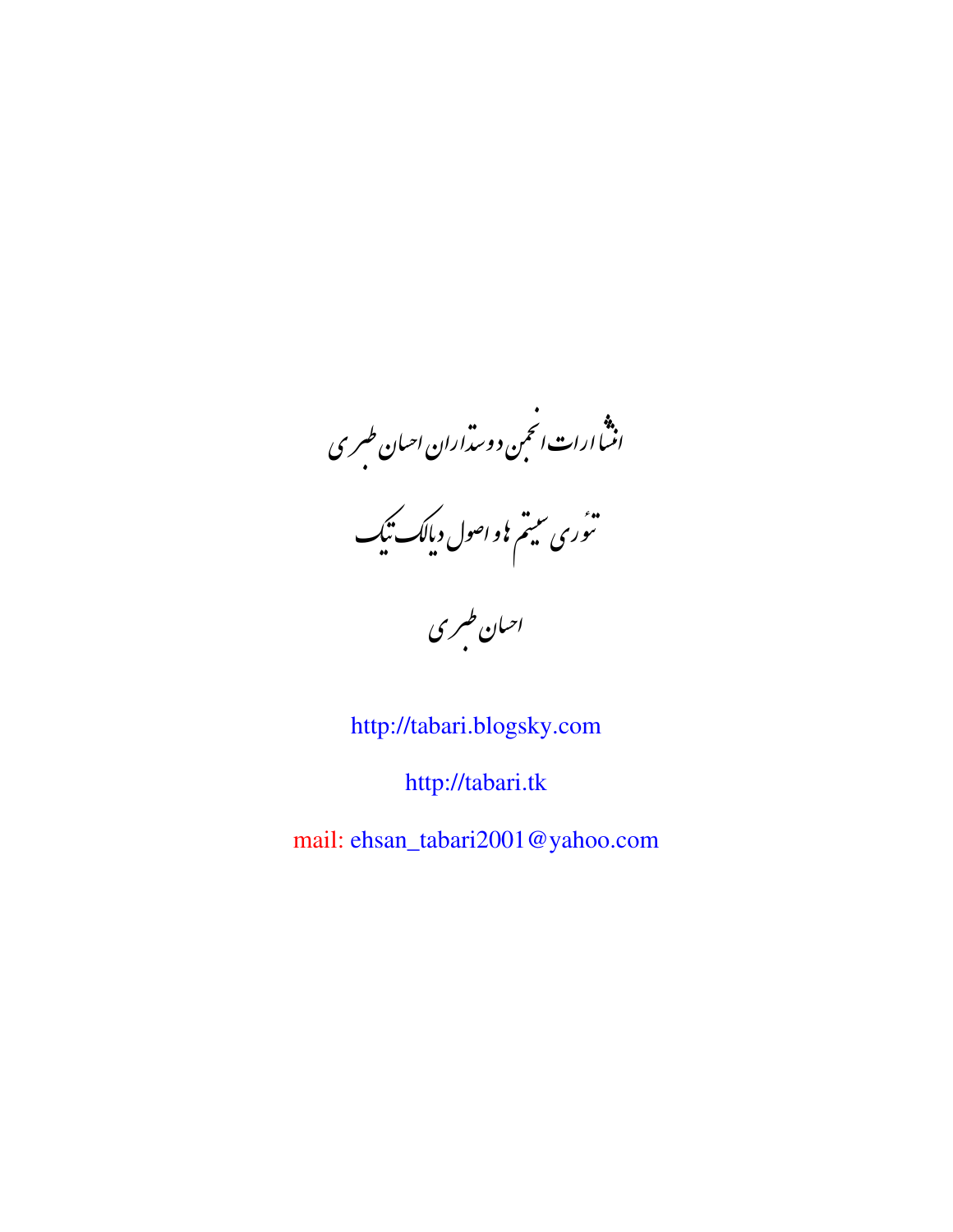انتشارات انجمن دوستداران احسان طبری

# تئوری سیستم ها و اصول دیالک تیک

احسان طبری

http://tabari.blogsky.com

http://tabari.tk

mail: ehsan_tabari2001@yahoo.com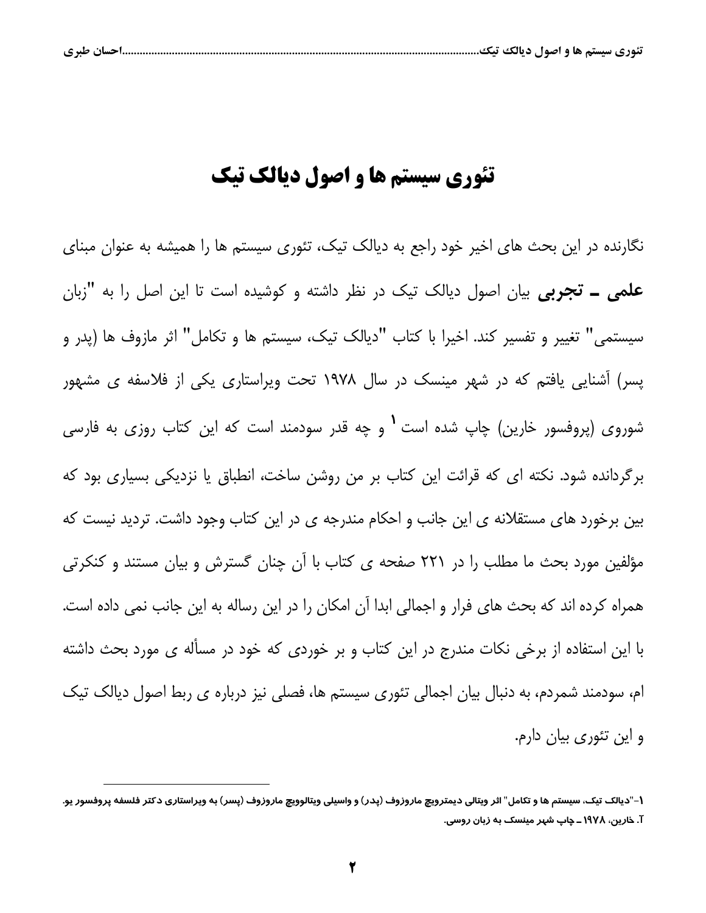# تئوری سیستم ها و اصول دیالک تیک

نگارنده در این بحث های اخیر خود راجع به دیالک تیک، تئوری سیستم ها را همیشه به عنوان مبنای **علمی ـ تجربی** بیان اصول دیالک تیک در نظر داشته و کوشیده است تا این اصل را به "زبان سیستمی" تغییر و تفسیر کند. اخیرا با کتاب "دیالک تیک، سیستم ها و تکامل" اثر مازوف ها (پدر و پسر) آشنایی یافتم که در شهر مینسک در سال ۱۹۷۸ تحت ویراستاری یکی از فلاسفه ی مشهور شوروی (پروفسور خارین) چاپ شده است [۱] و چه قدر سودمند است که این کتاب روزی به فارسی برگردانده شود. نکته ای که قرائت این کتاب بر من روشن ساخت، انطباق یا نزدیکی بسیاری بود که بین برخورد های مستقلانه ی این جانب و احکام مندرجه ی در این کتاب وجود داشت. تردید نیست که مؤلفین مورد بحث ما مطلب را در ۲۲۱ صفحه ی کتاب با آن چنان گسترش و بیان مستند و کنکرتی همراه کرده اند که بحث های فرار و اجمالی ابدا آن امکان را در این رساله به این جانب نمی داده است. با این استفاده از برخی نکات مندرج در این کتاب و بر خوردی که خود در مسأله ی مورد بحث داشته ام، سودمند شمردم، به دنبال بیان اجمالی تئوری سیستم ها، فصلی نیز درباره ی ربط اصول دیالک تیک و این تئوری بیان دارم.

---

**۱-"دیالک تیک، سیستم ها و تکامل" اثر ویتالی دیمترویچ ماروزوف (پدر) و واسیلی ویتالوویچ ماروزوف (پسر) به ویراستاری دکتر فلسفه پروفسور یو. آ. خارین، ۱۹۷۸ ـ چاپ شهر مینسک به زبان روسی.**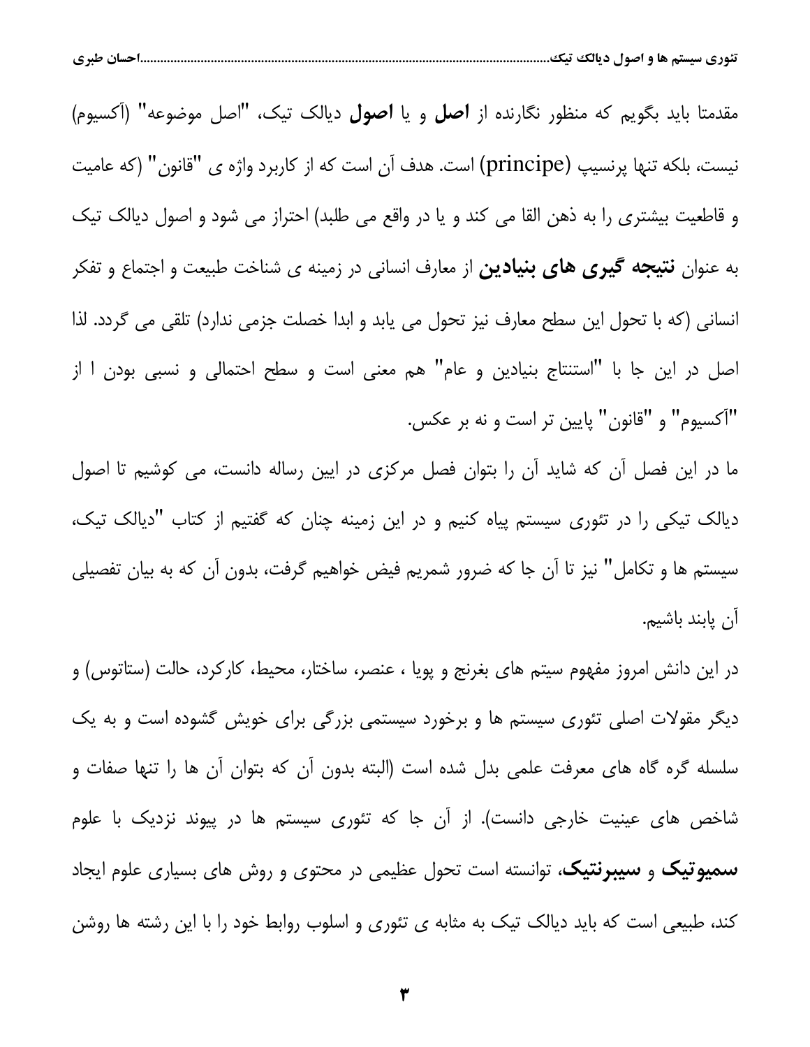مقدمتا باید بگویم که منظور نگارنده از **اصل** و یا **اصول** دیالک تیک، "اصل موضوعه" (آکسیوم) نیست، بلکه تنها پرنسیپ (principe) است. هدف آن است که از کاربرد واژه ی "قانون" (که عامیت و قاطعیت بیشتری را به ذهن القا می کند و یا در واقع می طلبد) احتراز می شود و اصول دیالک تیک به عنوان **نتیجه گیری های بنیادین** از معارف انسانی در زمینه ی شناخت طبیعت و اجتماع و تفکر انسانی (که با تحول این سطح معارف نیز تحول می یابد و ابدا خصلت جزمی ندارد) تلقی می گردد. لذا اصل در این جا با "استنتاج بنیادین و عام" هم معنی است و سطح احتمالی و نسبی بودن ا از "آکسیوم" و "قانون" پایین تر است و نه بر عکس.

ما در این فصل آن که شاید آن را بتوان فصل مرکزی در ایین رساله دانست، می کوشیم تا اصول دیالک تیکی را در تئوری سیستم پیاه کنیم و در این زمینه چنان که گفتیم از کتاب "دیالک تیک، سیستم ها و تکامل" نیز تا آن جا که ضرور شمریم فیض خواهیم گرفت، بدون آن که به بیان تفصیلی آن پایبند باشیم.

در این دانش امروز مفهوم سیتم های بغرنج و پویا ، عنصر، ساختار، محیط، کارکرد، حالت (ستاتوس) و دیگر مقولات اصلی تئوری سیستم ها و برخورد سیستمی بزرگی برای خویش گشوده است و به یک سلسله گره گاه های معرفت علمی بدل شده است (البته بدون آن که بتوان آن ها را تنها صفات و شاخص های عینیت خارجی دانست). از آن جا که تئوری سیستم ها در پیوند نزدیک با علوم **سمیوتیک** و **سیبرنتیک**، توانسته است تحول عظیمی در محتوی و روش های بسیاری علوم ایجاد کند، طبیعی است که باید دیالک تیک به مثابه ی تئوری و اسلوب روابط خود را با این رشته ها روشن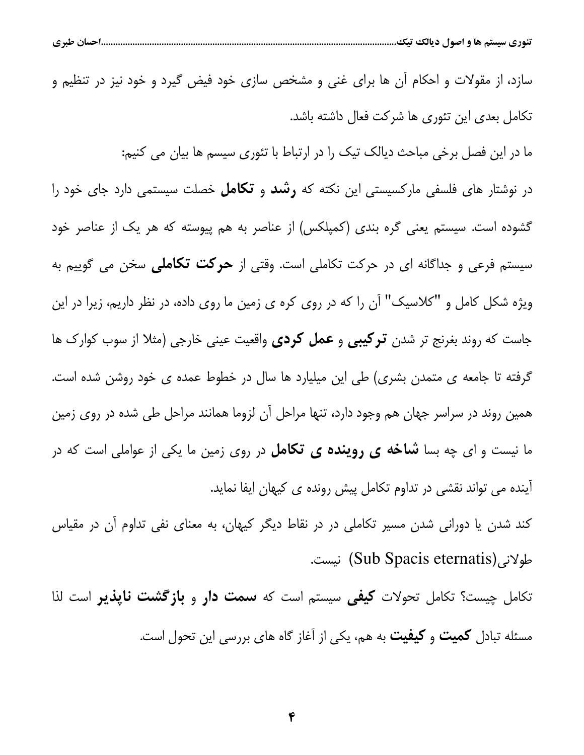سازد، از مقولات و احکام آن ها برای غنی و مشخص سازی خود فیض گیرد و خود نیز در تنظیم و تکامل بعدی این تئوری ها شرکت فعال داشته باشد.

ما در این فصل برخی مباحث دیالک تیک را در ارتباط با تئوری سیسم ها بیان می کنیم:

در نوشتار های فلسفی مارکسیستی این نکته که **رشد** و **تکامل** خصلت سیستمی دارد جای خود را گشوده است. سیستم یعنی گره بندی (کمپلکس) از عناصر به هم پیوسته که هر یک از عناصر خود سیستم فرعی و جداگانه ای در حرکت تکاملی است. وقتی از **حرکت تکاملی** سخن می گوییم به ویژه شکل کامل و "کلاسیک" آن را که در روی کره ی زمین ما روی داده، در نظر داریم، زیرا در این جاست که روند بغرنج تر شدن **ترکیبی** و **عمل کردی** واقعیت عینی خارجی (مثلا از سوب کوارک ها گرفته تا جامعه ی متمدن بشری) طی این میلیارد ها سال در خطوط عمده ی خود روشن شده است. همین روند در سراسر جهان هم وجود دارد، تنها مراحل آن لزوما همانند مراحل طی شده در روی زمین ما نیست و ای چه بسا **شاخه ی روینده ی تکامل** در روی زمین ما یکی از عواملی است که در آینده می تواند نقشی در تداوم تکامل پیش رونده ی کیهان ایفا نماید.

کند شدن یا دورانی شدن مسیر تکاملی در در نقاط دیگر کیهان، به معنای نفی تداوم آن در مقیاس طولانی(Sub Spacis eternatis) نیست.

تکامل چیست؟ تکامل تحولات **کیفی** سیستم است که **سمت دار** و **بازگشت ناپذیر** است لذا مسئله تبادل **کمیت** و **کیفیت** به هم، یکی از آغاز گاه های بررسی این تحول است.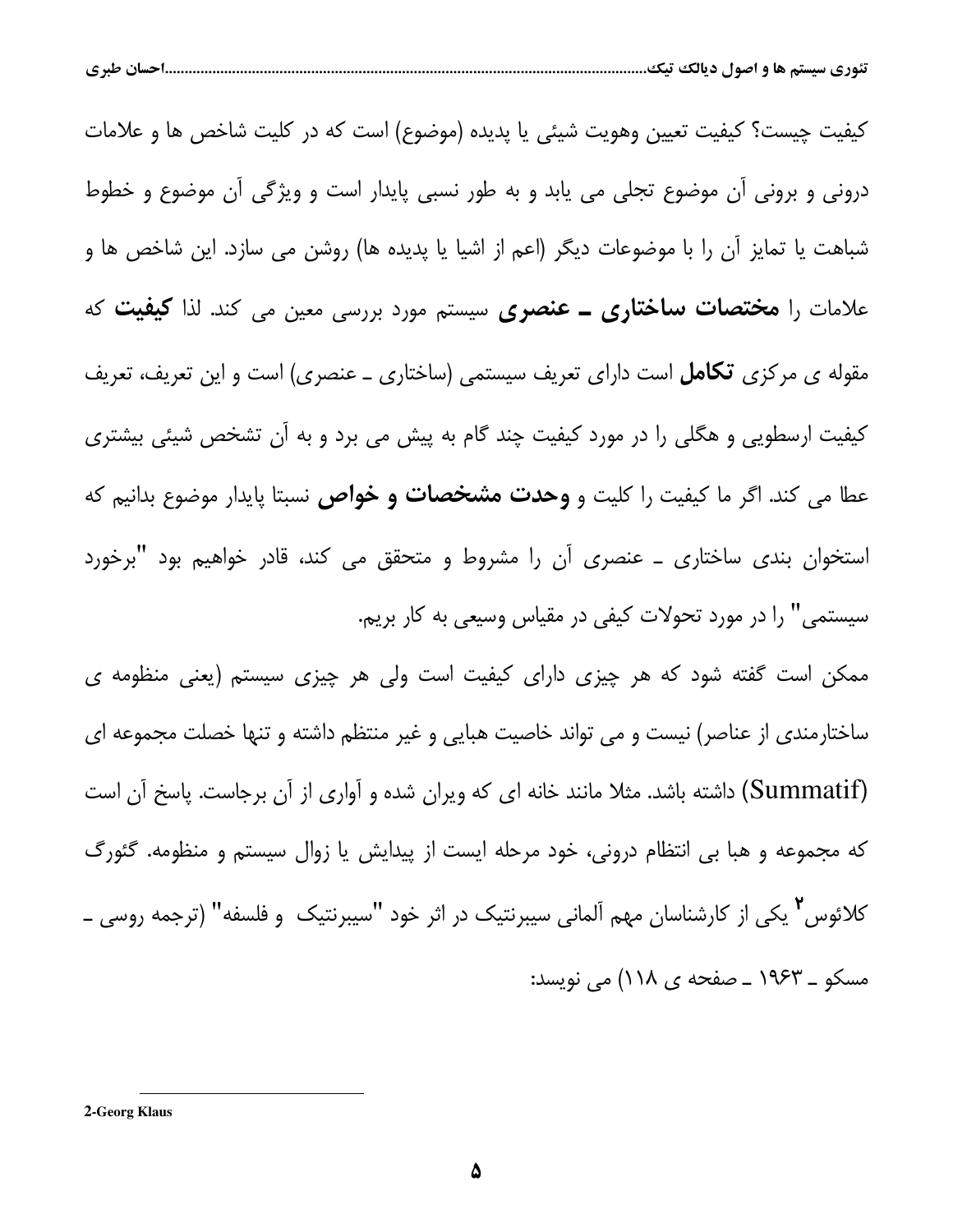کیفیت چیست؟ کیفیت تعیین وهویت شیئی یا پدیده (موضوع) است که در کلیت شاخص ها و علامات درونی و برونی آن موضوع تجلی می یابد و به طور نسبی پایدار است و ویژگی آن موضوع و خطوط شباهت یا تمایز آن را با موضوعات دیگر (اعم از اشیا یا پدیده ها) روشن می سازد. این شاخص ها و علامات را **مختصات ساختاری ـ عنصری** سیستم مورد بررسی معین می کند. لذا **کیفیت** که مقوله ی مرکزی **تکامل** است دارای تعریف سیستمی (ساختاری ـ عنصری) است و این تعریف، تعریف کیفیت ارسطویی و هگلی را در مورد کیفیت چند گام به پیش می برد و به آن تشخص شیئی بیشتری عطا می کند. اگر ما کیفیت را کلیت و **وحدت مشخصات و خواص** نسبتا پایدار موضوع بدانیم که استخوان بندی ساختاری ـ عنصری آن را مشروط و متحقق می کند، قادر خواهیم بود "برخورد سیستمی" را در مورد تحولات کیفی در مقیاس وسیعی به کار بریم.

ممکن است گفته شود که هر چیزی دارای کیفیت است ولی هر چیزی سیستم (یعنی منظومه ی ساختارمندی از عناصر) نیست و می تواند خاصیت هبایی و غیر منتظم داشته و تنها خصلت مجموعه ای (Summatif) داشته باشد. مثلا مانند خانه ای که ویران شده و آواری از آن برجاست. پاسخ آن است که مجموعه و هبا بی انتظام درونی، خود مرحله ایست از پیدایش یا زوال سیستم و منظومه. گئورگ کلائوس[2] یکی از کارشناسان مهم آلمانی سیبرنتیک در اثر خود "سیبرنتیک و فلسفه" (ترجمه روسی ـ مسکو ـ ۱۹۶۳ ـ صفحه ی ۱۱۸) می نویسد:

---

2-Georg Klaus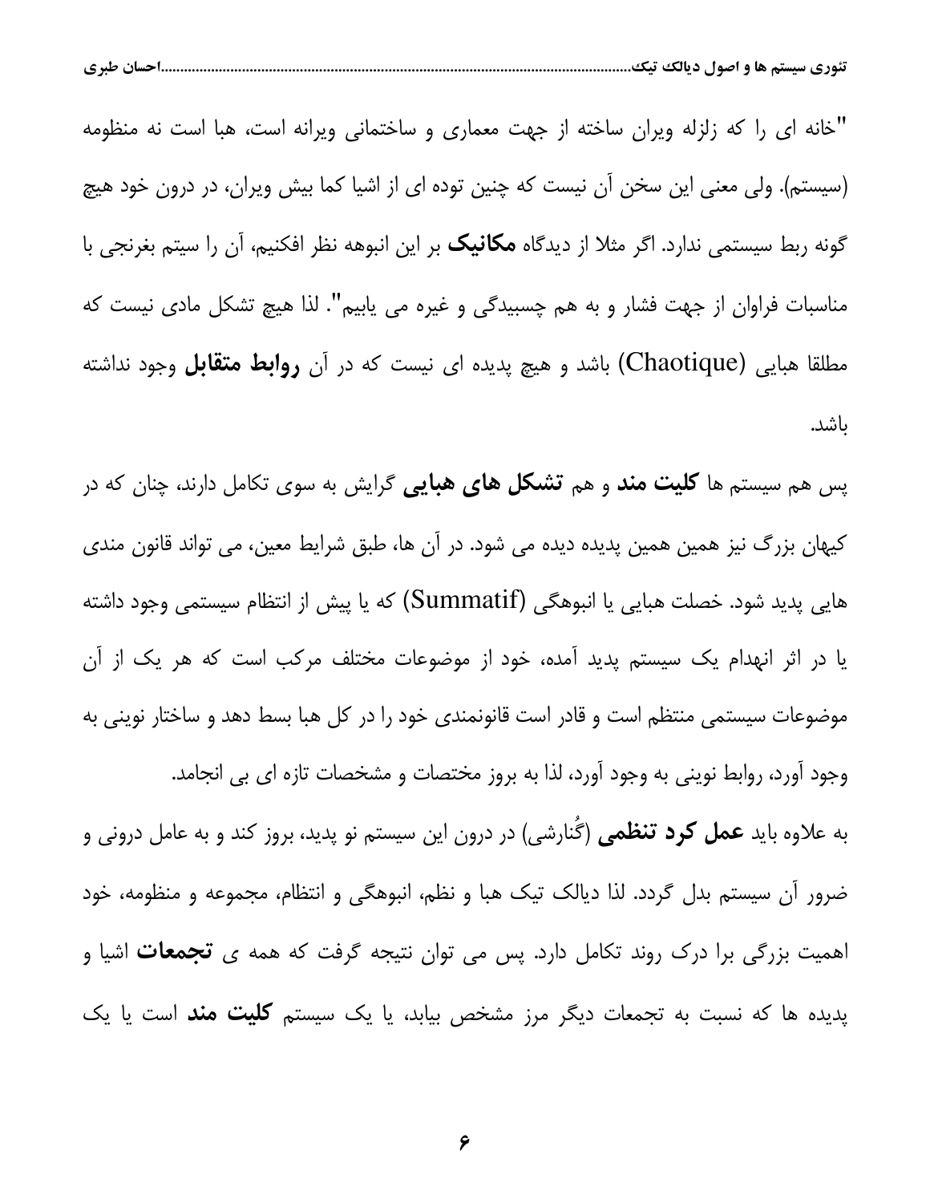"خانه ای را که زلزله ویران ساخته از جهت معماری و ساختمانی ویرانه است، هبا است نه منظومه (سیستم). ولی معنی این سخن آن نیست که چنین توده ای از اشیا کما بیش ویران، در درون خود هیچ گونه ربط سیستمی ندارد. اگر مثلا از دیدگاه **مکانیک** بر این انبوهه نظر افکنیم، آن را سیتم بغرنجی با مناسبات فراوان از جهت فشار و به هم چسبیدگی و غیره می یابیم". لذا هیچ تشکل مادی نیست که مطلقا هبایی (Chaotique) باشد و هیچ پدیده ای نیست که در آن **روابط متقابل** وجود نداشته باشد.

پس هم سیستم ها **کلیت مند** و هم **تشکل های هبایی** گرایش به سوی تکامل دارند، چنان که در کیهان بزرگ نیز همین همین پدیده دیده می شود. در آن ها، طبق شرایط معین، می تواند قانون مندی هایی پدید شود. خصلت هبایی یا انبوهگی (Summatif) که یا پیش از انتظام سیستمی وجود داشته یا در اثر انهدام یک سیستم پدید آمده، خود از موضوعات مختلف مرکب است که هر یک از آن موضوعات سیستمی منتظم است و قادر است قانونمندی خود را در کل هبا بسط دهد و ساختار نوینی به وجود آورد، روابط نوینی به وجود آورد، لذا به بروز مختصات و مشخصات تازه ای بی انجامد.

به علاوه باید **عمل کرد تنظمی** (گُنارشی) در درون این سیستم نو پدید، بروز کند و به عامل درونی و ضرور آن سیستم بدل گردد. لذا دیالک تیک هبا و نظم، انبوهگی و انتظام، مجموعه و منظومه، خود اهمیت بزرگی برا درک روند تکامل دارد. پس می توان نتیجه گرفت که همه ی **تجمعات** اشیا و پدیده ها که نسبت به تجمعات دیگر مرز مشخص بیابد، یا یک سیستم **کلیت مند** است یا یک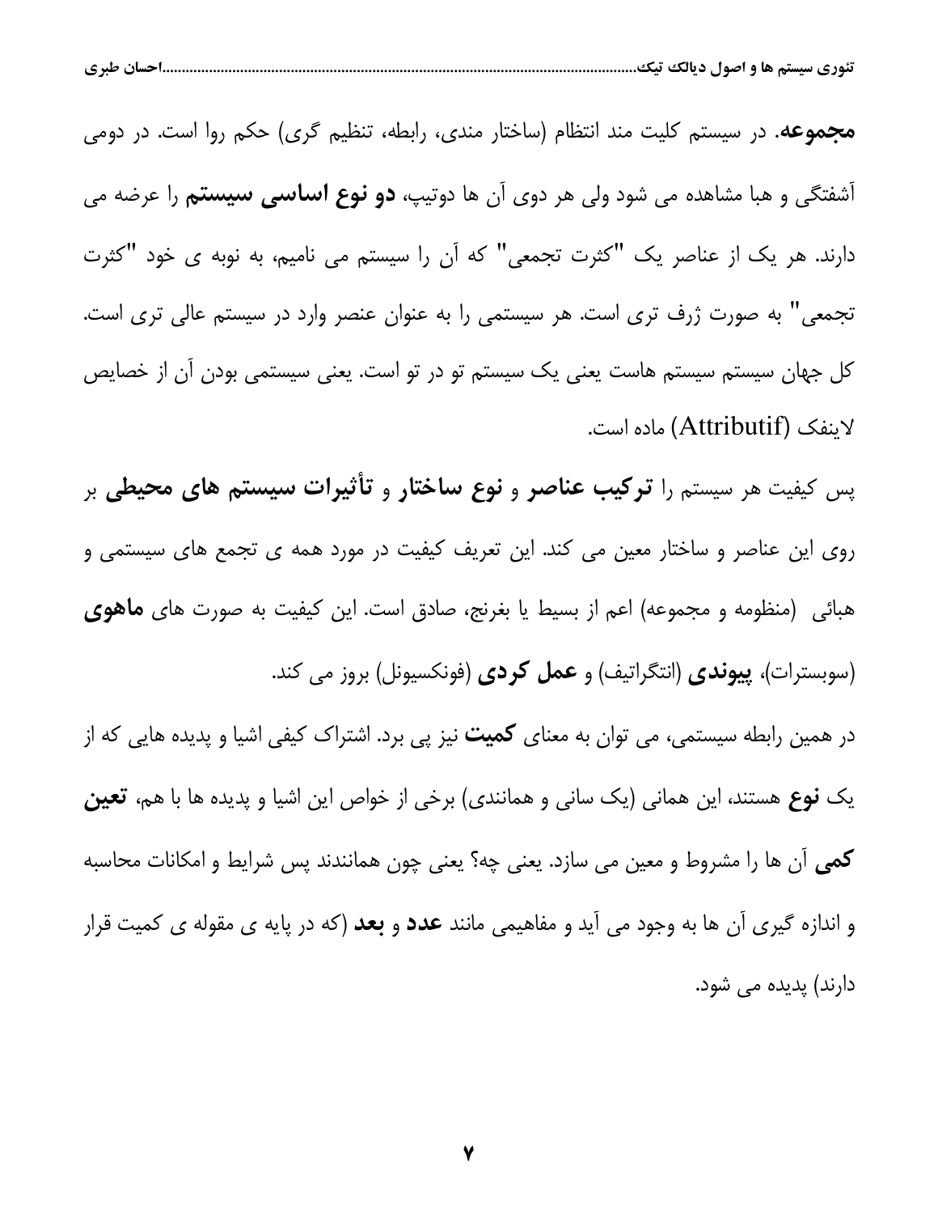**مجموعه**. در سیستم کلیت مند انتظام (ساختار مندی، رابطه، تنظیم گری) حکم روا است. در دومی آشفتگی و هبا مشاهده می شود ولی هر دوی آن ها دوتیپ، **دو نوع اساسی سیستم** را عرضه می دارند. هر یک از عناصر یک "کثرت تجمعی" که آن را سیستم می نامیم، به نوبه ی خود "کثرت تجمعی" به صورت ژرف تری است. هر سیستمی را به عنوان عنصر وارد در سیستم عالی تری است. کل جهان سیستم سیستم هاست یعنی یک سیستم تو در تو است. یعنی سیستمی بودن آن از خصایص لاینفک (Attributif) ماده است.

پس کیفیت هر سیستم را **ترکیب عناصر** و **نوع ساختار** و **تأثیرات سیستم های محیطی** بر روی این عناصر و ساختار معین می کند. این تعریف کیفیت در مورد همه ی تجمع های سیستمی و هبائی (منظومه و مجموعه) اعم از بسیط یا بغرنج، صادق است. این کیفیت به صورت های **ماهوی** (سوبسترات)، **پیوندی** (انتگراتیف) و **عمل کردی** (فونکسیونل) بروز می کند.

در همین رابطه سیستمی، می توان به معنای **کمیت** نیز پی برد. اشتراک کیفی اشیا و پدیده هایی که از یک **نوع** هستند، این همانی (یک سانی و همانندی) برخی از خواص این اشیا و پدیده ها با هم، **تعین کمی** آن ها را مشروط و معین می سازد. یعنی چه؟ یعنی چون همانندند پس شرایط و امکانات محاسبه و اندازه گیری آن ها به وجود می آید و مفاهیمی مانند **عدد** و **بعد** (که در پایه ی مقوله ی کمیت قرار دارند) پدیده می شود.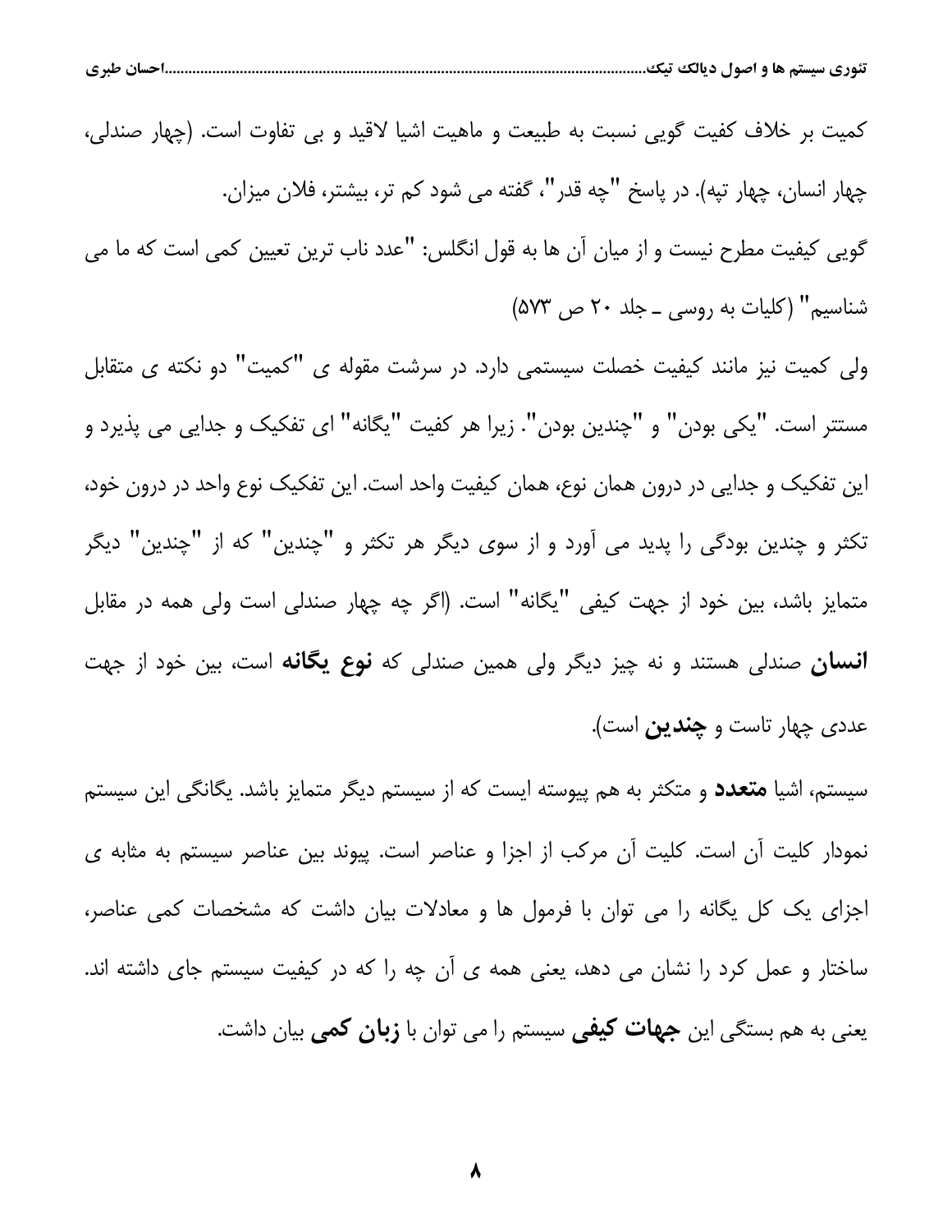کمیت بر خلاف کفیت گویی نسبت به طبیعت و ماهیت اشیا لاقید و بی تفاوت است. (چهار صندلی، چهار انسان، چهار تپه). در پاسخ "چه قدر"، گفته می شود کم تر، بیشتر، فلان میزان. گویی کیفیت مطرح نیست و از میان آن ها به قول انگلس: "عدد ناب ترین تعیین کمی است که ما می شناسیم" (کلیات به روسی ـ جلد ۲۰ ص ۵۷۳)

ولی کمیت نیز مانند کیفیت خصلت سیستمی دارد. در سرشت مقوله ی "کمیت" دو نکته ی متقابل مستتر است. "یکی بودن" و "چندین بودن". زیرا هر کفیت "یگانه" ای تفکیک و جدایی می پذیرد و این تفکیک و جدایی در درون همان نوع، همان کیفیت واحد است. این تفکیک نوع واحد در درون خود، تکثر و چندین بودگی را پدید می آورد و از سوی دیگر هر تکثر و "چندین" که از "چندین" دیگر متمایز باشد، بین خود از جهت کیفی "یگانه" است. (اگر چه چهار صندلی است ولی همه در مقابل **انسان** صندلی هستند و نه چیز دیگر ولی همین صندلی که **نوع یگانه** است، بین خود از جهت عددی چهار تاست و **چندین** است).

سیستم، اشیا **متعدد** و متکثر به هم پیوسته ایست که از سیستم دیگر متمایز باشد. یگانگی این سیستم نمودار کلیت آن است. کلیت آن مرکب از اجزا و عناصر است. پیوند بین عناصر سیستم به مثابه ی اجزای یک کل یگانه را می توان با فرمول ها و معادلات بیان داشت که مشخصات کمی عناصر، ساختار و عمل کرد را نشان می دهد، یعنی همه ی آن چه را که در کیفیت سیستم جای داشته اند. یعنی به هم بستگی این **جهات کیفی** سیستم را می توان با **زبان کمی** بیان داشت.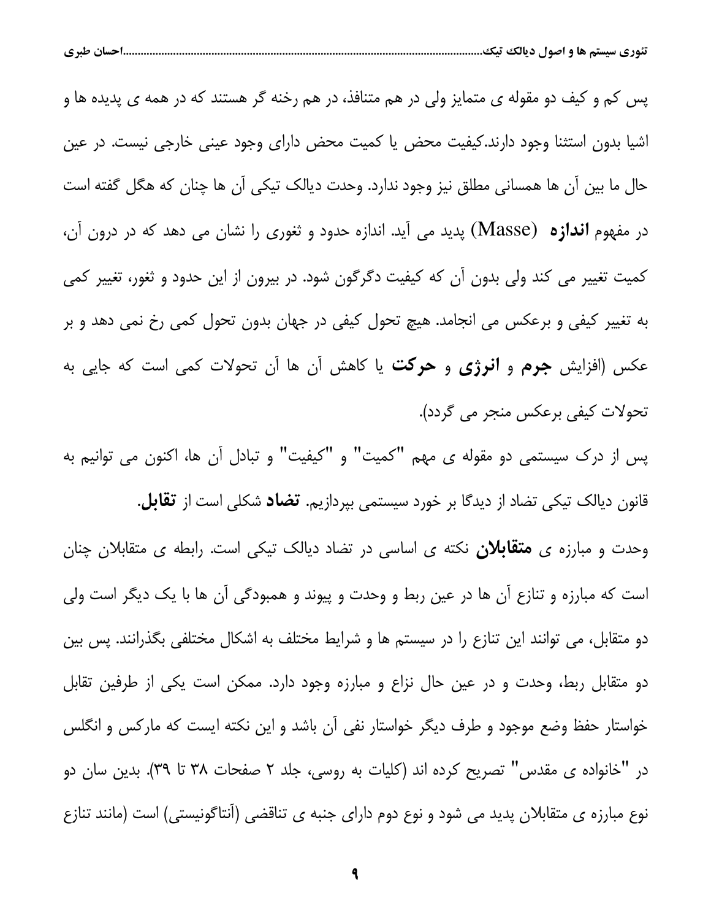پس کم و کیف دو مقوله ی متمایز ولی در هم متنافذ، در هم رخنه گر هستند که در همه ی پدیده ها و اشیا بدون استثنا وجود دارند.کیفیت محض یا کمیت محض دارای وجود عینی خارجی نیست. در عین حال ما بین آن ها همسانی مطلق نیز وجود ندارد. وحدت دیالک تیکی آن ها چنان که هگل گفته است در مفهوم **اندازه** (Masse) پدید می آید. اندازه حدود و ثغوری را نشان می دهد که در درون آن، کمیت تغییر می کند ولی بدون آن که کیفیت دگرگون شود. در بیرون از این حدود و ثغور، تغییر کمی به تغییر کیفی و برعکس می انجامد. هیچ تحول کیفی در جهان بدون تحول کمی رخ نمی دهد و بر عکس (افزایش **جرم** و **انرژی** و **حرکت** یا کاهش آن ها آن تحولات کمی است که جایی به تحولات کیفی برعکس منجر می گردد).

پس از درک سیستمی دو مقوله ی مهم "کمیت" و "کیفیت" و تبادل آن ها، اکنون می توانیم به قانون دیالک تیکی تضاد از دیدگا بر خورد سیستمی بپردازیم. **تضاد** شکلی است از **تقابل**.

وحدت و مبارزه ی **متقابلان** نکته ی اساسی در تضاد دیالک تیکی است. رابطه ی متقابلان چنان است که مبارزه و تنازع آن ها در عین ربط و وحدت و پیوند و همبودگی آن ها با یک دیگر است ولی دو متقابل، می توانند این تنازع را در سیستم ها و شرایط مختلف به اشکال مختلفی بگذرانند. پس بین دو متقابل ربط، وحدت و در عین حال نزاع و مبارزه وجود دارد. ممکن است یکی از طرفین تقابل خواستار حفظ وضع موجود و طرف دیگر خواستار نفی آن باشد و این نکته ایست که مارکس و انگلس در "خانواده ی مقدس" تصریح کرده اند (کلیات به روسی، جلد ۲ صفحات ۳۸ تا ۳۹). بدین سان دو نوع مبارزه ی متقابلان پدید می شود و نوع دوم دارای جنبه ی تناقضی (آنتاگونیستی) است (مانند تنازع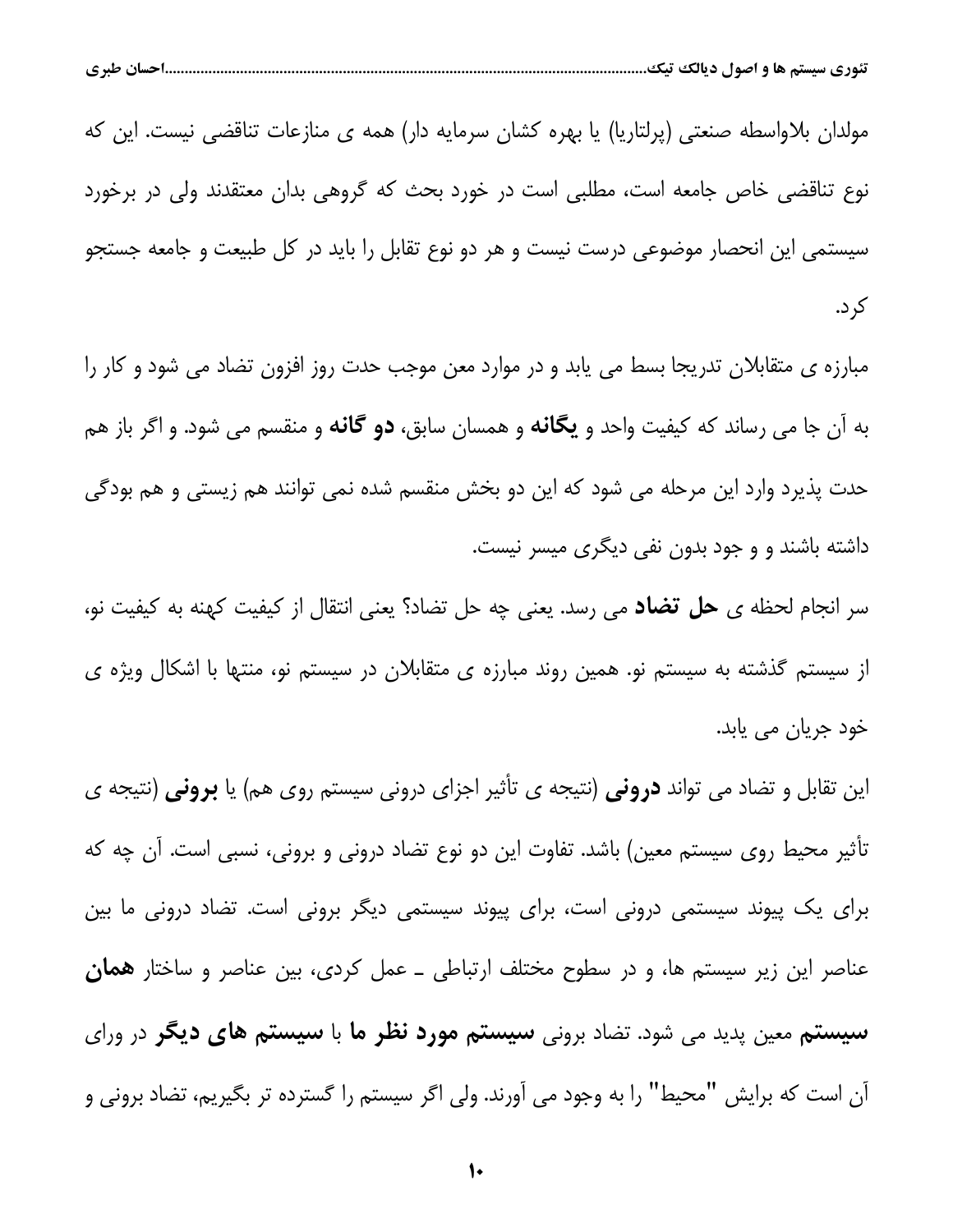مولدان بلاواسطه صنعتی (پرلتاریا) یا بهره کشان سرمایه دار) همه ی منازعات تناقضی نیست. این که نوع تناقضی خاص جامعه است، مطلبی است در خورد بحث که گروهی بدان معتقدند ولی در برخورد سیستمی این انحصار موضوعی درست نیست و هر دو نوع تقابل را باید در کل طبیعت و جامعه جستجو کرد.

مبارزه ی متقابلان تدریجا بسط می یابد و در موارد معن موجب حدت روز افزون تضاد می شود و کار را به آن جا می رساند که کیفیت واحد و **یگانه** و همسان سابق، **دو گانه** و منقسم می شود. و اگر باز هم حدت پذیرد وارد این مرحله می شود که این دو بخش منقسم شده نمی توانند هم زیستی و هم بودگی داشته باشند و و جود بدون نفی دیگری میسر نیست.

سر انجام لحظه ی **حل تضاد** می رسد. یعنی چه حل تضاد؟ یعنی انتقال از کیفیت کهنه به کیفیت نو، از سیستم گذشته به سیستم نو. همین روند مبارزه ی متقابلان در سیستم نو، منتها با اشکال ویژه ی خود جریان می یابد.

این تقابل و تضاد می تواند **درونی** (نتیجه ی تأثیر اجزای درونی سیستم روی هم) یا **برونی** (نتیجه ی تأثیر محیط روی سیستم معین) باشد. تفاوت این دو نوع تضاد درونی و برونی، نسبی است. آن چه که برای یک پیوند سیستمی درونی است، برای پیوند سیستمی دیگر برونی است. تضاد درونی ما بین عناصر این زیر سیستم ها، و در سطوح مختلف ارتباطی ـ عمل کردی، بین عناصر و ساختار **همان سیستم** معین پدید می شود. تضاد برونی **سیستم مورد نظر ما** با **سیستم های دیگر** در ورای آن است که برایش "محیط" را به وجود می آورند. ولی اگر سیستم را گسترده تر بگیریم، تضاد برونی و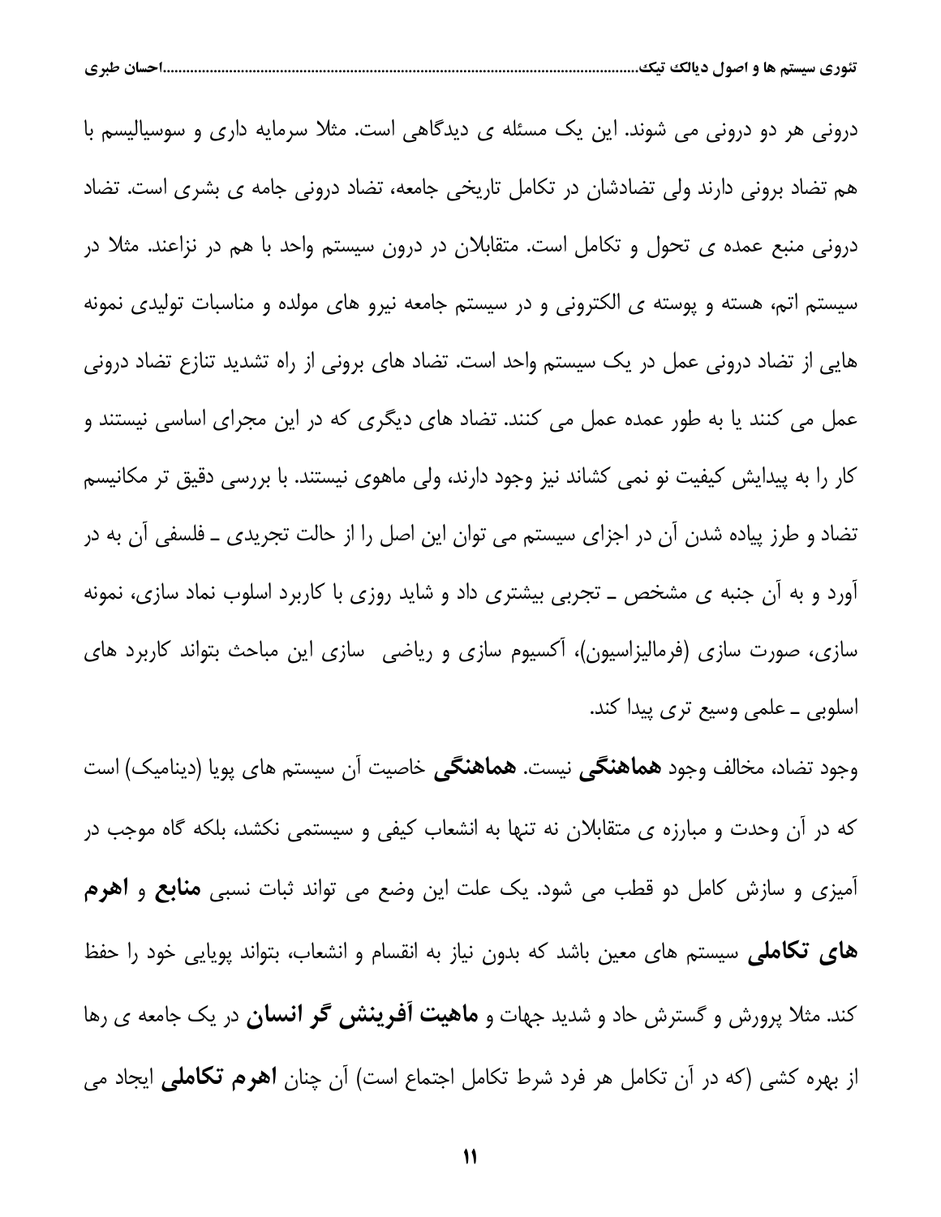درونی هر دو درونی می شوند. این یک مسئله ی دیدگاهی است. مثلا سرمایه داری و سوسیالیسم با هم تضاد برونی دارند ولی تضادشان در تکامل تاریخی جامعه، تضاد درونی جامه ی بشری است. تضاد درونی منبع عمده ی تحول و تکامل است. متقابلان در درون سیستم واحد با هم در نزاعند. مثلا در سیستم اتم، هسته و پوسته ی الکترونی و در سیستم جامعه نیرو های مولده و مناسبات تولیدی نمونه هایی از تضاد درونی عمل در یک سیستم واحد است. تضاد های برونی از راه تشدید تنازع تضاد درونی عمل می کنند یا به طور عمده عمل می کنند. تضاد های دیگری که در این مجرای اساسی نیستند و کار را به پیدایش کیفیت نو نمی کشاند نیز وجود دارند، ولی ماهوی نیستند. با بررسی دقیق تر مکانیسم تضاد و طرز پیاده شدن آن در اجزای سیستم می توان این اصل را از حالت تجریدی ـ فلسفی آن به در آورد و به آن جنبه ی مشخص ـ تجربی بیشتری داد و شاید روزی با کاربرد اسلوب نماد سازی، نمونه سازی، صورت سازی (فرمالیزاسیون)، آکسیوم سازی و ریاضی سازی این مباحث بتواند کاربرد های اسلوبی ـ علمی وسیع تری پیدا کند.

وجود تضاد، مخالف وجود **هماهنگی** نیست. **هماهنگی** خاصیت آن سیستم های پویا (دینامیک) است که در آن وحدت و مبارزه ی متقابلان نه تنها به انشعاب کیفی و سیستمی نکشد، بلکه گاه موجب در آمیزی و سازش کامل دو قطب می شود. یک علت این وضع می تواند ثبات نسبی **منابع** و **اهرم های تکاملی** سیستم های معین باشد که بدون نیاز به انقسام و انشعاب، بتواند پویایی خود را حفظ کند. مثلا پرورش و گسترش حاد و شدید جهات و **ماهیت آفرینش گر انسان** در یک جامعه ی رها از بهره کشی (که در آن تکامل هر فرد شرط تکامل اجتماع است) آن چنان **اهرم تکاملی** ایجاد می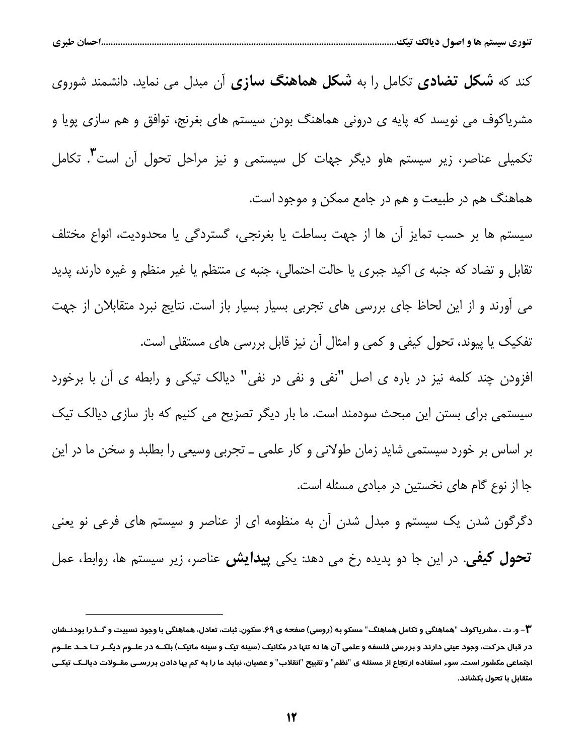کند که **شکل تضادی** تکامل را به **شکل هماهنگ سازی** آن مبدل می نماید. دانشمند شوروی مشریاکوف می نویسد که پایه ی درونی هماهنگ بودن سیستم های بغرنج، توافق و هم سازی پویا و تکمیلی عناصر، زیر سیستم هاو دیگر جهات کل سیستمی و نیز مراحل تحول آن است[3]. تکامل هماهنگ هم در طبیعت و هم در جامع ممکن و موجود است.

سیستم ها بر حسب تمایز آن ها از جهت بساطت یا بغرنجی، گستردگی یا محدودیت، انواع مختلف تقابل و تضاد که جنبه ی اکید جبری یا حالت احتمالی، جنبه ی منتظم یا غیر منظم و غیره دارند، پدید می آورند و از این لحاظ جای بررسی های تجربی بسیار بسیار باز است. نتایج نبرد متقابلان از جهت تفکیک یا پیوند، تحول کیفی و کمی و امثال آن نیز قابل بررسی های مستقلی است.

افزودن چند کلمه نیز در باره ی اصل "نفی و نفی در نفی" دیالک تیکی و رابطه ی آن با برخورد سیستمی برای بستن این مبحث سودمند است. ما بار دیگر تصریح می کنیم که باز سازی دیالک تیک بر اساس بر خورد سیستمی شاید زمان طولانی و کار علمی ـ تجربی وسیعی را بطلبد و سخن ما در این جا از نوع گام های نخستین در مبادی مسئله است.

دگرگون شدن یک سیستم و مبدل شدن آن به منظومه ای از عناصر و سیستم های فرعی نو یعنی **تحول کیفی**. در این جا دو پدیده رخ می دهد: یکی **پیدایش** عناصر، زیر سیستم ها، روابط، عمل

---

**۳**- و. ت . مشریاکوف "هماهنگی و تکامل هماهنگ" مسکو به (روسی) صفحه ی ۶۹. سکون، ثبات، تعادل، هماهنگی با وجود نسبیت و گـذرا بودنـشان در قبال حرکت، وجود عینی دارند و بررسی فلسفه و علمی آن ها نه تنها در مکانیک (سینه تیک و سینه ماتیک) بلکـه در علـوم دیگـر تـا حـد علـوم اجتماعی مکشور است. سوء استفاده ارتجاع از مسئله ی "نظم" و تقبیح "انقلاب" و عصیان، نباید ما را به کم بها دادن بررسـی مقـولات دیالـک تیکـی متقابل با تحول بکشاند.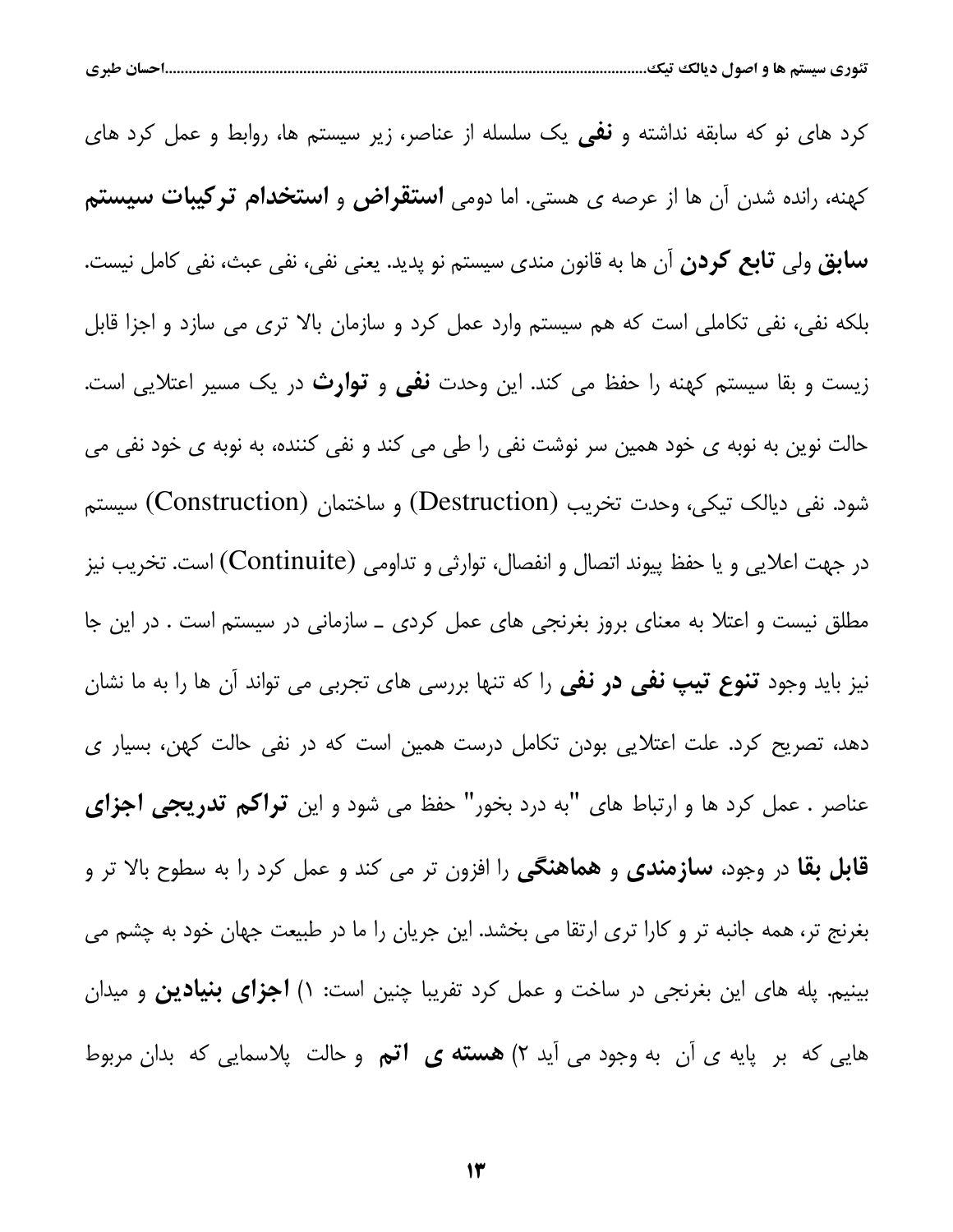کرد های نو که سابقه نداشته و **نفی** یک سلسله از عناصر، زیر سیستم ها، روابط و عمل کرد های کهنه، رانده شدن آن ها از عرصه ی هستی. اما دومی **استقراض** و **استخدام ترکیبات سیستم سابق** ولی **تابع کردن** آن ها به قانون مندی سیستم نو پدید. یعنی نفی، نفی عبث، نفی کامل نیست. بلکه نفی، نفی تکاملی است که هم سیستم وارد عمل کرد و سازمان بالا تری می سازد و اجزا قابل زیست و بقا سیستم کهنه را حفظ می کند. این وحدت **نفی** و **توارث** در یک مسیر اعتلایی است. حالت نوین به نوبه ی خود همین سر نوشت نفی را طی می کند و نفی کننده، به نوبه ی خود نفی می شود. نفی دیالک تیکی، وحدت تخریب (Destruction) و ساختمان (Construction) سیستم در جهت اعلایی و یا حفظ پیوند اتصال و انفصال، توارثی و تداومی (Continuite) است. تخریب نیز مطلق نیست و اعتلا به معنای بروز بغرنجی های عمل کردی ـ سازمانی در سیستم است . در این جا نیز باید وجود **تنوع تیپ نفی در نفی** را که تنها بررسی های تجربی می تواند آن ها را به ما نشان دهد، تصریح کرد. علت اعتلایی بودن تکامل درست همین است که در نفی حالت کهن، بسیار ی عناصر . عمل کرد ها و ارتباط های "به درد بخور" حفظ می شود و این **تراکم تدریجی اجزای قابل بقا** در وجود، **سازمندی** و **هماهنگی** را افزون تر می کند و عمل کرد را به سطوح بالا تر و بغرنج تر، همه جانبه تر و کارا تری ارتقا می بخشد. این جریان را ما در طبیعت جهان خود به چشم می بینیم. پله های این بغرنجی در ساخت و عمل کرد تقریبا چنین است: ۱) **اجزای بنیادین** و میدان هایی که بر پایه ی آن به وجود می آید ۲) **هسته ی اتم** و حالت پلاسمایی که بدان مربوط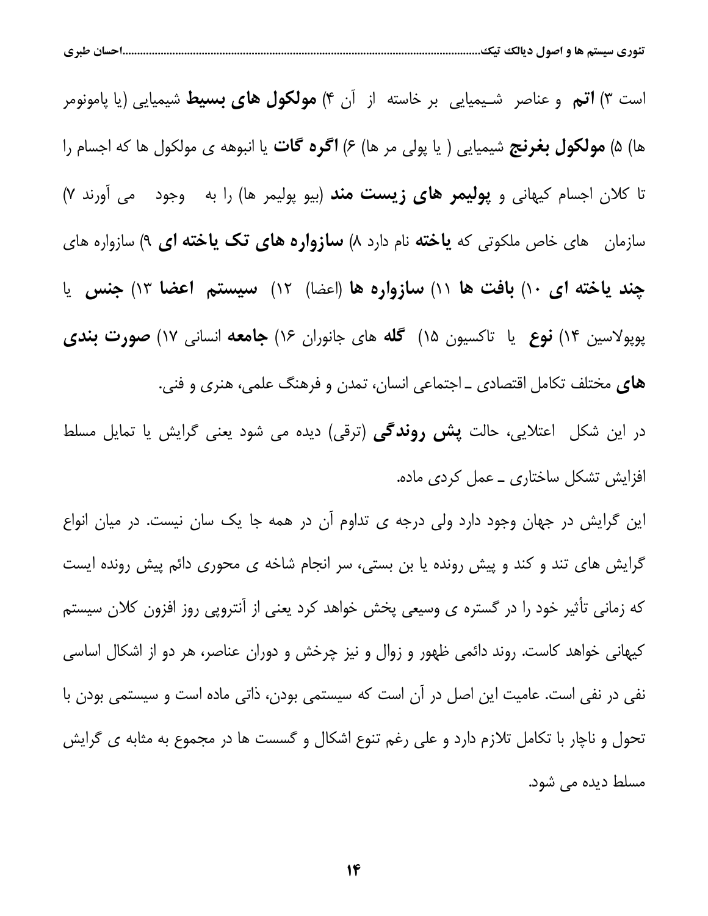است ۳) **اتم** و عناصر شیمیایی بر خاسته از آن ۴) **مولکول های بسیط** شیمیایی (یا پامونومر ها) ۵) **مولکول بغرنج** شیمیایی ( یا پولی مر ها) ۶) **اگره گات** یا انبوهه ی مولکول ها که اجسام را تا کلان اجسام کیهانی و **پولیمر های زیست مند** (بیو پولیمر ها) را به وجود می آورند ۷) سازمان های خاص ملکوتی که **یاخته** نام دارد ۸) **سازواره های تک یاخته ای** ۹) سازواره های **چند یاخته ای** ۱۰) **بافت ها** ۱۱) **سازواره ها** (اعضا) ۱۲) **سیستم اعضا** ۱۳) **جنس** یا پوپولاسین ۱۴) **نوع** یا تاکسیون ۱۵) **گله** های جانوران ۱۶) **جامعه** انسانی ۱۷) **صورت بندی های** مختلف تکامل اقتصادی ـ اجتماعی انسان، تمدن و فرهنگ علمی، هنری و فنی.

در این شکل اعتلایی، حالت **پش روندگی** (ترقی) دیده می شود یعنی گرایش یا تمایل مسلط افزایش تشکل ساختاری ـ عمل کردی ماده.

این گرایش در جهان وجود دارد ولی درجه ی تداوم آن در همه جا یک سان نیست. در میان انواع گرایش های تند و کند و پیش رونده یا بن بستی، سر انجام شاخه ی محوری دائم پیش رونده ایست که زمانی تأثیر خود را در گستره ی وسیعی پخش خواهد کرد یعنی از آنتروپی روز افزون کلان سیستم کیهانی خواهد کاست. روند دائمی ظهور و زوال و نیز چرخش و دوران عناصر، هر دو از اشکال اساسی نفی در نفی است. عامیت این اصل در آن است که سیستمی بودن، ذاتی ماده است و سیستمی بودن با تحول و ناچار با تکامل تلازم دارد و علی رغم تنوع اشکال و گسست ها در مجموع به مثابه ی گرایش مسلط دیده می شود.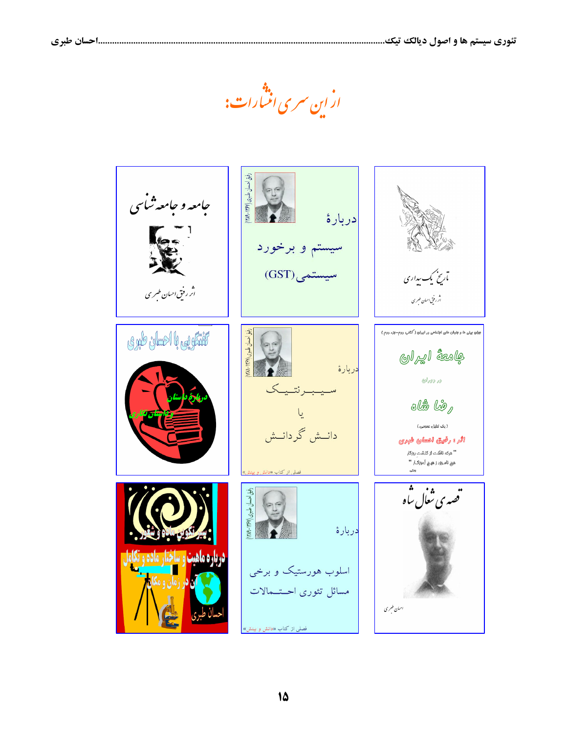# از این سری انتشارات:

جامعه و جامعه شناسی

اثر رفیق احسان طبری

درباره سیستم و برخورد سیستمی (GST)

تاریخ یک بیداری

اثر رفیق احسان طبری

گفتگویی با احسان طبری

درباره داستان و داستان نگاری

درباره سیبرنتیک یا دانش گردانش

فصلی از کتاب «دانش و بینش»

جامعهٔ ایران در دوران رضا شاه

(یک تحلیل عمومی)

اثر: رفیق احسان طبری

" هرکه نامُخت از گذشت روزگار

هیچ ناموزد ز هیچ آموزگار "

رودکی

سیر تکوین ماده و شعور

درباره ماهیت و ساختار ماده و تکامل آن در زمان و مکان

احسان طبری

درباره اسلوب هورستیک و برخی مسائل تئوری احتمالات

فصلی از کتاب «دانش و بینش»

قصه ی شغال شاه

احسان طبری